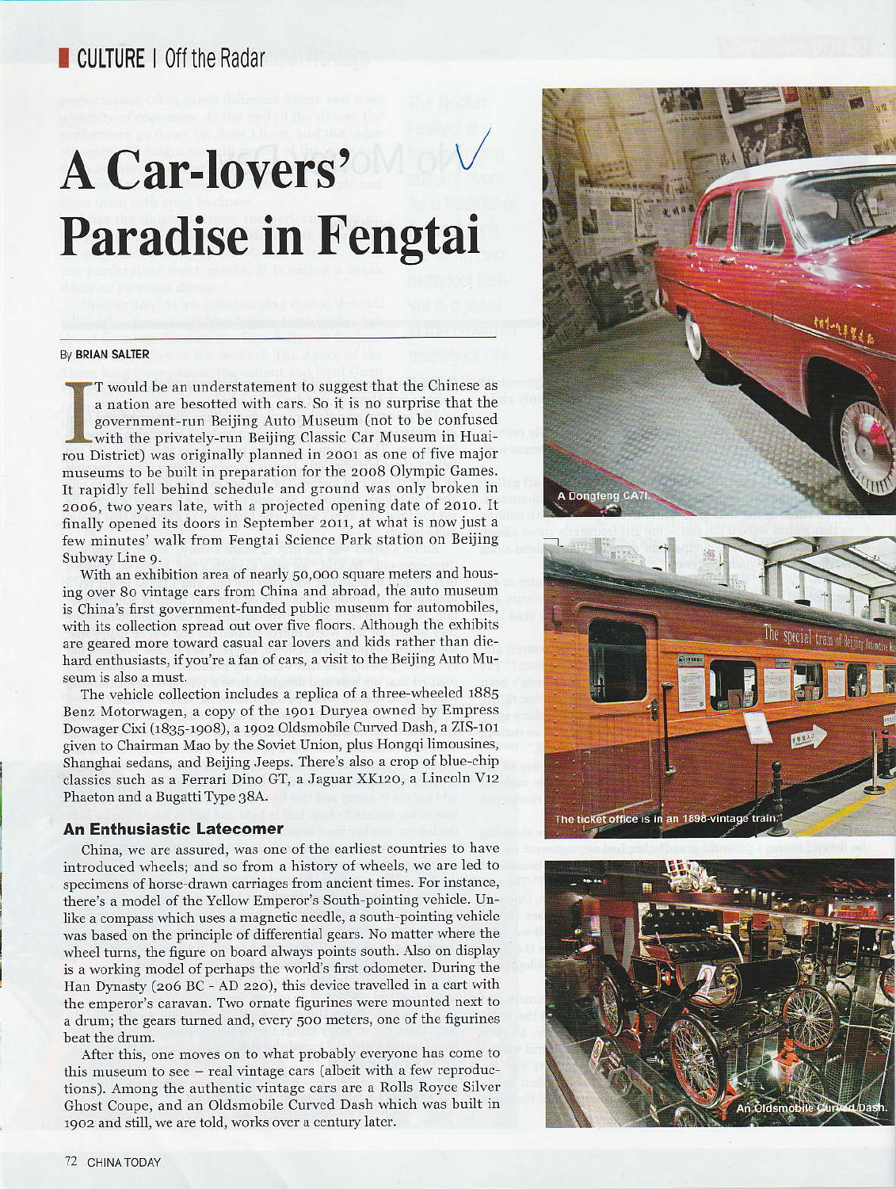CULTURE | Off the Radar

# A Car-lovers' Paradise in Fengtai

By BRIAN SALTER

IT would be an understatement to suggest that the Chinese as a nation are besotted with cars. So it is no surprise that the government-run Beijing Auto Museum (not to be confused with the privately-run Beijing Classic Car Museum in Huairou District) was originally planned in 2001 as one of five major museums to be built in preparation for the 2008 Olympic Games. It rapidly fell behind schedule and ground was only broken in 2006, two years late, with a projected opening date of 2010. It finally opened its doors in September 2011, at what is now just a few minutes' walk from Fengtai Science Park station on Beijing Subway Line 9.

With an exhibition area of nearly 50,000 square meters and housing over 80 vintage cars from China and abroad, the auto museum is China's first government-funded public museum for automobiles, with its collection spread out over five floors. Although the exhibits are geared more toward casual car lovers and kids rather than die-hard enthusiasts, if you're a fan of cars, a visit to the Beijing Auto Museum is also a must.

The vehicle collection includes a replica of a three-wheeled 1885 Benz Motorwagen, a copy of the 1901 Duryea owned by Empress Dowager Cixi (1835-1908), a 1902 Oldsmobile Curved Dash, a ZIS-101 given to Chairman Mao by the Soviet Union, plus Hongqi limousines, Shanghai sedans, and Beijing Jeeps. There's also a crop of blue-chip classics such as a Ferrari Dino GT, a Jaguar XK120, a Lincoln V12 Phaeton and a Bugatti Type 38A.

## An Enthusiastic Latecomer

China, we are assured, was one of the earliest countries to have introduced wheels; and so from a history of wheels, we are led to specimens of horse-drawn carriages from ancient times. For instance, there's a model of the Yellow Emperor's South-pointing vehicle. Unlike a compass which uses a magnetic needle, a south-pointing vehicle was based on the principle of differential gears. No matter where the wheel turns, the figure on board always points south. Also on display is a working model of perhaps the world's first odometer. During the Han Dynasty (206 BC - AD 220), this device travelled in a cart with the emperor's caravan. Two ornate figurines were mounted next to a drum; the gears turned and, every 500 meters, one of the figurines beat the drum.

After this, one moves on to what probably everyone has come to this museum to see – real vintage cars (albeit with a few reproductions). Among the authentic vintage cars are a Rolls Royce Silver Ghost Coupe, and an Oldsmobile Curved Dash which was built in 1902 and still, we are told, works over a century later.

A Dongfeng CA71.

The ticket office is in an 1898-vintage train.

An Oldsmobile Curved Dash.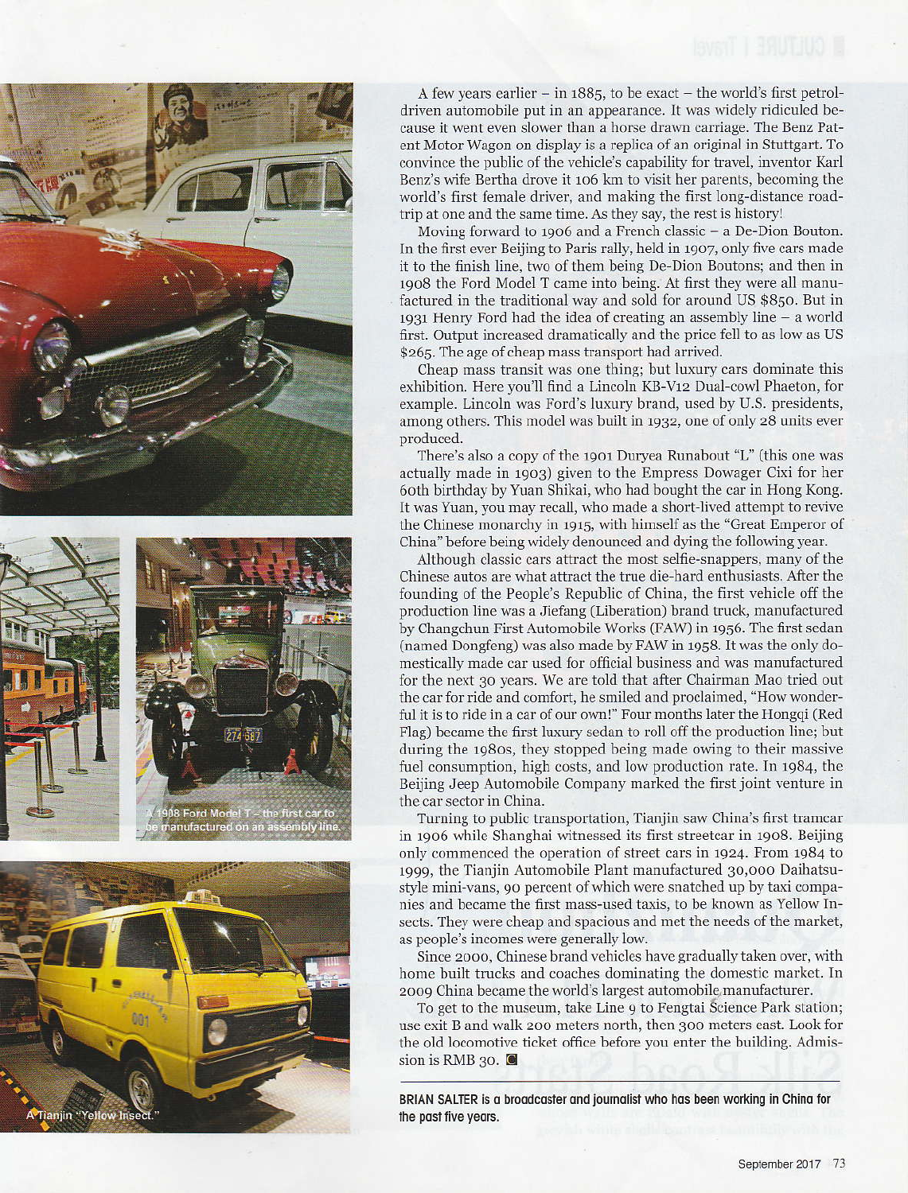A few years earlier – in 1885, to be exact – the world's first petrol-driven automobile put in an appearance. It was widely ridiculed because it went even slower than a horse drawn carriage. The Benz Patent Motor Wagon on display is a replica of an original in Stuttgart. To convince the public of the vehicle's capability for travel, inventor Karl Benz's wife Bertha drove it 106 km to visit her parents, becoming the world's first female driver, and making the first long-distance road-trip at one and the same time. As they say, the rest is history!

Moving forward to 1906 and a French classic – a De-Dion Bouton. In the first ever Beijing to Paris rally, held in 1907, only five cars made it to the finish line, two of them being De-Dion Boutons; and then in 1908 the Ford Model T came into being. At first they were all manufactured in the traditional way and sold for around US $850. But in 1931 Henry Ford had the idea of creating an assembly line – a world first. Output increased dramatically and the price fell to as low as US $265. The age of cheap mass transport had arrived.

Cheap mass transit was one thing; but luxury cars dominate this exhibition. Here you'll find a Lincoln KB-V12 Dual-cowl Phaeton, for example. Lincoln was Ford's luxury brand, used by U.S. presidents, among others. This model was built in 1932, one of only 28 units ever produced.

There's also a copy of the 1901 Duryea Runabout "L" (this one was actually made in 1903) given to the Empress Dowager Cixi for her 60th birthday by Yuan Shikai, who had bought the car in Hong Kong. It was Yuan, you may recall, who made a short-lived attempt to revive the Chinese monarchy in 1915, with himself as the "Great Emperor of China" before being widely denounced and dying the following year.

Although classic cars attract the most selfie-snappers, many of the Chinese autos are what attract the true die-hard enthusiasts. After the founding of the People's Republic of China, the first vehicle off the production line was a Jiefang (Liberation) brand truck, manufactured by Changchun First Automobile Works (FAW) in 1956. The first sedan (named Dongfeng) was also made by FAW in 1958. It was the only domestically made car used for official business and was manufactured for the next 30 years. We are told that after Chairman Mao tried out the car for ride and comfort, he smiled and proclaimed, "How wonderful it is to ride in a car of our own!" Four months later the Hongqi (Red Flag) became the first luxury sedan to roll off the production line; but during the 1980s, they stopped being made owing to their massive fuel consumption, high costs, and low production rate. In 1984, the Beijing Jeep Automobile Company marked the first joint venture in the car sector in China.

Turning to public transportation, Tianjin saw China's first tramcar in 1906 while Shanghai witnessed its first streetcar in 1908. Beijing only commenced the operation of street cars in 1924. From 1984 to 1999, the Tianjin Automobile Plant manufactured 30,000 Daihatsu-style mini-vans, 90 percent of which were snatched up by taxi companies and became the first mass-used taxis, to be known as Yellow Insects. They were cheap and spacious and met the needs of the market, as people's incomes were generally low.

Since 2000, Chinese brand vehicles have gradually taken over, with home built trucks and coaches dominating the domestic market. In 2009 China became the world's largest automobile manufacturer.

To get to the museum, take Line 9 to Fengtai Science Park station; use exit B and walk 200 meters north, then 300 meters east. Look for the old locomotive ticket office before you enter the building. Admission is RMB 30.

A 1908 Ford Model T – the first car to be manufactured on an assembly line.

A Tianjin "Yellow Insect."

**BRIAN SALTER is a broadcaster and journalist who has been working in China for the past five years.**